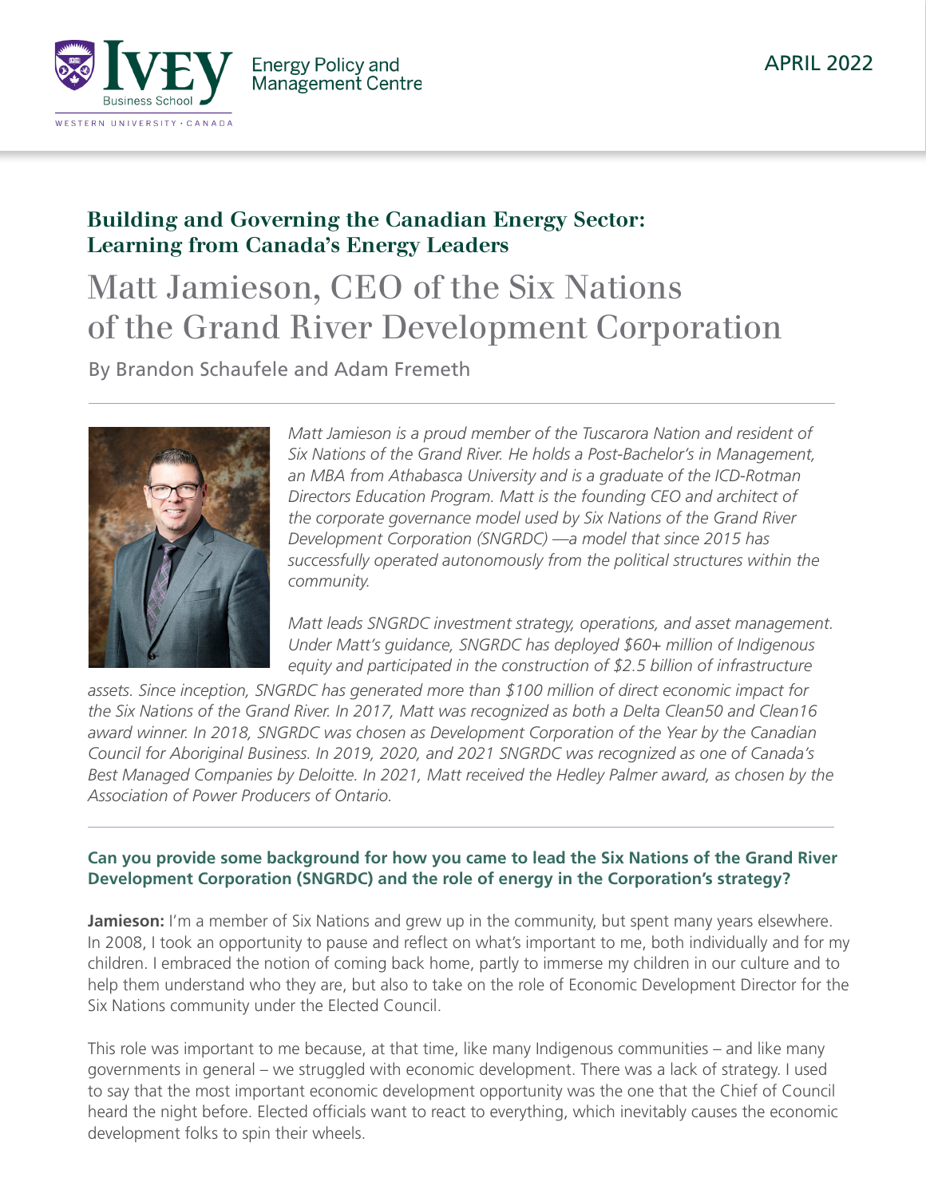APRIL 2022

## Building and Governing the Canadian Energy Sector: Learning from Canada's Energy Leaders

# Matt Jamieson, CEO of the Six Nations of the Grand River Development Corporation

By Brandon Schaufele and Adam Fremeth

---

*Matt Jamieson is a proud member of the Tuscarora Nation and resident of Six Nations of the Grand River. He holds a Post-Bachelor's in Management, an MBA from Athabasca University and is a graduate of the ICD-Rotman Directors Education Program. Matt is the founding CEO and architect of the corporate governance model used by Six Nations of the Grand River Development Corporation (SNGRDC) —a model that since 2015 has successfully operated autonomously from the political structures within the community.*

*Matt leads SNGRDC investment strategy, operations, and asset management. Under Matt's guidance, SNGRDC has deployed $60+ million of Indigenous equity and participated in the construction of $2.5 billion of infrastructure assets. Since inception, SNGRDC has generated more than $100 million of direct economic impact for the Six Nations of the Grand River. In 2017, Matt was recognized as both a Delta Clean50 and Clean16 award winner. In 2018, SNGRDC was chosen as Development Corporation of the Year by the Canadian Council for Aboriginal Business. In 2019, 2020, and 2021 SNGRDC was recognized as one of Canada's Best Managed Companies by Deloitte. In 2021, Matt received the Hedley Palmer award, as chosen by the Association of Power Producers of Ontario.*

---

**Can you provide some background for how you came to lead the Six Nations of the Grand River Development Corporation (SNGRDC) and the role of energy in the Corporation's strategy?**

**Jamieson:** I'm a member of Six Nations and grew up in the community, but spent many years elsewhere. In 2008, I took an opportunity to pause and reflect on what's important to me, both individually and for my children. I embraced the notion of coming back home, partly to immerse my children in our culture and to help them understand who they are, but also to take on the role of Economic Development Director for the Six Nations community under the Elected Council.

This role was important to me because, at that time, like many Indigenous communities – and like many governments in general – we struggled with economic development. There was a lack of strategy. I used to say that the most important economic development opportunity was the one that the Chief of Council heard the night before. Elected officials want to react to everything, which inevitably causes the economic development folks to spin their wheels.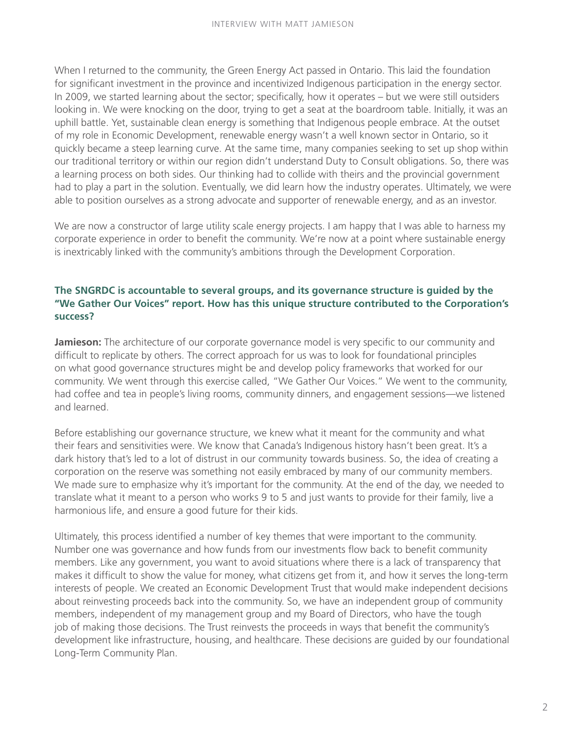When I returned to the community, the Green Energy Act passed in Ontario. This laid the foundation for significant investment in the province and incentivized Indigenous participation in the energy sector. In 2009, we started learning about the sector; specifically, how it operates – but we were still outsiders looking in. We were knocking on the door, trying to get a seat at the boardroom table. Initially, it was an uphill battle. Yet, sustainable clean energy is something that Indigenous people embrace. At the outset of my role in Economic Development, renewable energy wasn't a well known sector in Ontario, so it quickly became a steep learning curve. At the same time, many companies seeking to set up shop within our traditional territory or within our region didn't understand Duty to Consult obligations. So, there was a learning process on both sides. Our thinking had to collide with theirs and the provincial government had to play a part in the solution. Eventually, we did learn how the industry operates. Ultimately, we were able to position ourselves as a strong advocate and supporter of renewable energy, and as an investor.

We are now a constructor of large utility scale energy projects. I am happy that I was able to harness my corporate experience in order to benefit the community. We're now at a point where sustainable energy is inextricably linked with the community's ambitions through the Development Corporation.

**The SNGRDC is accountable to several groups, and its governance structure is guided by the "We Gather Our Voices" report. How has this unique structure contributed to the Corporation's success?**

**Jamieson:** The architecture of our corporate governance model is very specific to our community and difficult to replicate by others. The correct approach for us was to look for foundational principles on what good governance structures might be and develop policy frameworks that worked for our community. We went through this exercise called, "We Gather Our Voices." We went to the community, had coffee and tea in people's living rooms, community dinners, and engagement sessions—we listened and learned.

Before establishing our governance structure, we knew what it meant for the community and what their fears and sensitivities were. We know that Canada's Indigenous history hasn't been great. It's a dark history that's led to a lot of distrust in our community towards business. So, the idea of creating a corporation on the reserve was something not easily embraced by many of our community members. We made sure to emphasize why it's important for the community. At the end of the day, we needed to translate what it meant to a person who works 9 to 5 and just wants to provide for their family, live a harmonious life, and ensure a good future for their kids.

Ultimately, this process identified a number of key themes that were important to the community. Number one was governance and how funds from our investments flow back to benefit community members. Like any government, you want to avoid situations where there is a lack of transparency that makes it difficult to show the value for money, what citizens get from it, and how it serves the long-term interests of people. We created an Economic Development Trust that would make independent decisions about reinvesting proceeds back into the community. So, we have an independent group of community members, independent of my management group and my Board of Directors, who have the tough job of making those decisions. The Trust reinvests the proceeds in ways that benefit the community's development like infrastructure, housing, and healthcare. These decisions are guided by our foundational Long-Term Community Plan.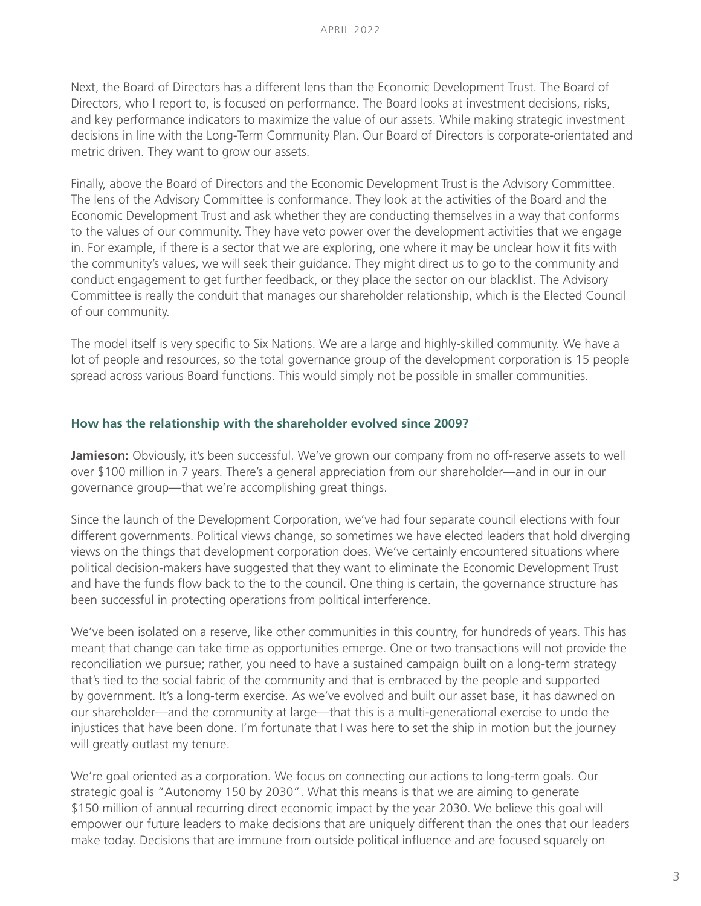Next, the Board of Directors has a different lens than the Economic Development Trust. The Board of Directors, who I report to, is focused on performance. The Board looks at investment decisions, risks, and key performance indicators to maximize the value of our assets. While making strategic investment decisions in line with the Long-Term Community Plan. Our Board of Directors is corporate-orientated and metric driven. They want to grow our assets.

Finally, above the Board of Directors and the Economic Development Trust is the Advisory Committee. The lens of the Advisory Committee is conformance. They look at the activities of the Board and the Economic Development Trust and ask whether they are conducting themselves in a way that conforms to the values of our community. They have veto power over the development activities that we engage in. For example, if there is a sector that we are exploring, one where it may be unclear how it fits with the community's values, we will seek their guidance. They might direct us to go to the community and conduct engagement to get further feedback, or they place the sector on our blacklist. The Advisory Committee is really the conduit that manages our shareholder relationship, which is the Elected Council of our community.

The model itself is very specific to Six Nations. We are a large and highly-skilled community. We have a lot of people and resources, so the total governance group of the development corporation is 15 people spread across various Board functions. This would simply not be possible in smaller communities.

### How has the relationship with the shareholder evolved since 2009?

**Jamieson:** Obviously, it's been successful. We've grown our company from no off-reserve assets to well over $100 million in 7 years. There's a general appreciation from our shareholder—and in our in our governance group—that we're accomplishing great things.

Since the launch of the Development Corporation, we've had four separate council elections with four different governments. Political views change, so sometimes we have elected leaders that hold diverging views on the things that development corporation does. We've certainly encountered situations where political decision-makers have suggested that they want to eliminate the Economic Development Trust and have the funds flow back to the to the council. One thing is certain, the governance structure has been successful in protecting operations from political interference.

We've been isolated on a reserve, like other communities in this country, for hundreds of years. This has meant that change can take time as opportunities emerge. One or two transactions will not provide the reconciliation we pursue; rather, you need to have a sustained campaign built on a long-term strategy that's tied to the social fabric of the community and that is embraced by the people and supported by government. It's a long-term exercise. As we've evolved and built our asset base, it has dawned on our shareholder—and the community at large—that this is a multi-generational exercise to undo the injustices that have been done. I'm fortunate that I was here to set the ship in motion but the journey will greatly outlast my tenure.

We're goal oriented as a corporation. We focus on connecting our actions to long-term goals. Our strategic goal is "Autonomy 150 by 2030". What this means is that we are aiming to generate $150 million of annual recurring direct economic impact by the year 2030. We believe this goal will empower our future leaders to make decisions that are uniquely different than the ones that our leaders make today. Decisions that are immune from outside political influence and are focused squarely on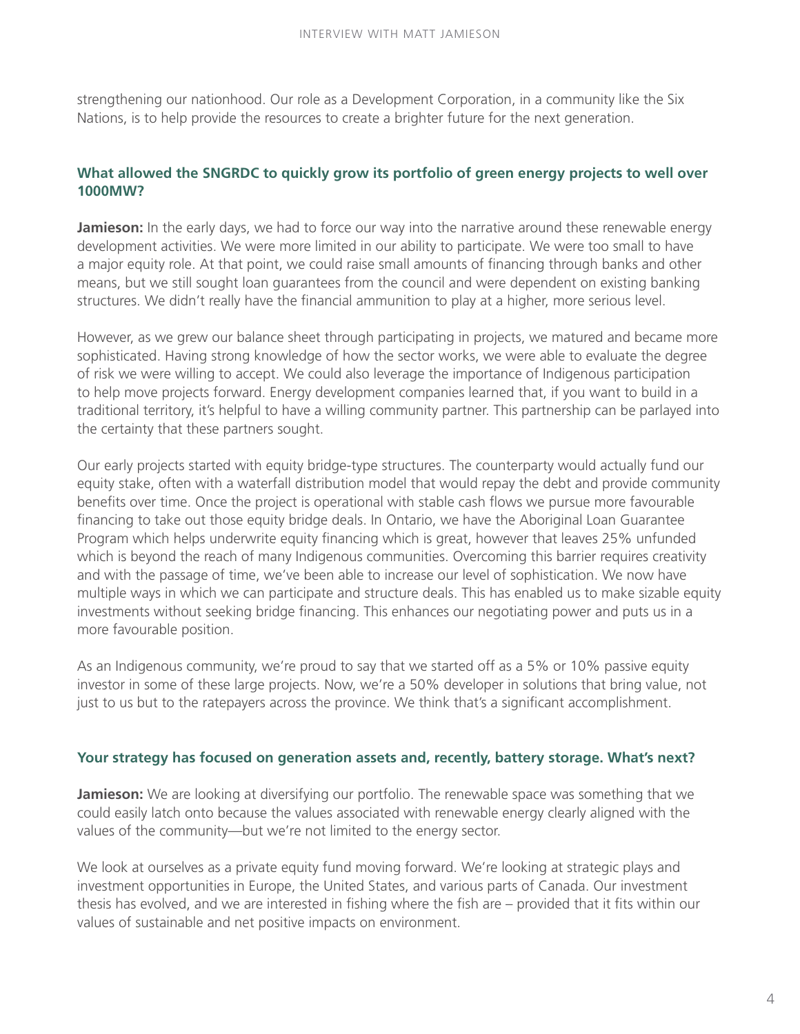strengthening our nationhood. Our role as a Development Corporation, in a community like the Six Nations, is to help provide the resources to create a brighter future for the next generation.

### What allowed the SNGRDC to quickly grow its portfolio of green energy projects to well over 1000MW?

**Jamieson:** In the early days, we had to force our way into the narrative around these renewable energy development activities. We were more limited in our ability to participate. We were too small to have a major equity role. At that point, we could raise small amounts of financing through banks and other means, but we still sought loan guarantees from the council and were dependent on existing banking structures. We didn't really have the financial ammunition to play at a higher, more serious level.

However, as we grew our balance sheet through participating in projects, we matured and became more sophisticated. Having strong knowledge of how the sector works, we were able to evaluate the degree of risk we were willing to accept. We could also leverage the importance of Indigenous participation to help move projects forward. Energy development companies learned that, if you want to build in a traditional territory, it's helpful to have a willing community partner. This partnership can be parlayed into the certainty that these partners sought.

Our early projects started with equity bridge-type structures. The counterparty would actually fund our equity stake, often with a waterfall distribution model that would repay the debt and provide community benefits over time. Once the project is operational with stable cash flows we pursue more favourable financing to take out those equity bridge deals. In Ontario, we have the Aboriginal Loan Guarantee Program which helps underwrite equity financing which is great, however that leaves 25% unfunded which is beyond the reach of many Indigenous communities. Overcoming this barrier requires creativity and with the passage of time, we've been able to increase our level of sophistication. We now have multiple ways in which we can participate and structure deals. This has enabled us to make sizable equity investments without seeking bridge financing. This enhances our negotiating power and puts us in a more favourable position.

As an Indigenous community, we're proud to say that we started off as a 5% or 10% passive equity investor in some of these large projects. Now, we're a 50% developer in solutions that bring value, not just to us but to the ratepayers across the province. We think that's a significant accomplishment.

### Your strategy has focused on generation assets and, recently, battery storage. What's next?

**Jamieson:** We are looking at diversifying our portfolio. The renewable space was something that we could easily latch onto because the values associated with renewable energy clearly aligned with the values of the community—but we're not limited to the energy sector.

We look at ourselves as a private equity fund moving forward. We're looking at strategic plays and investment opportunities in Europe, the United States, and various parts of Canada. Our investment thesis has evolved, and we are interested in fishing where the fish are – provided that it fits within our values of sustainable and net positive impacts on environment.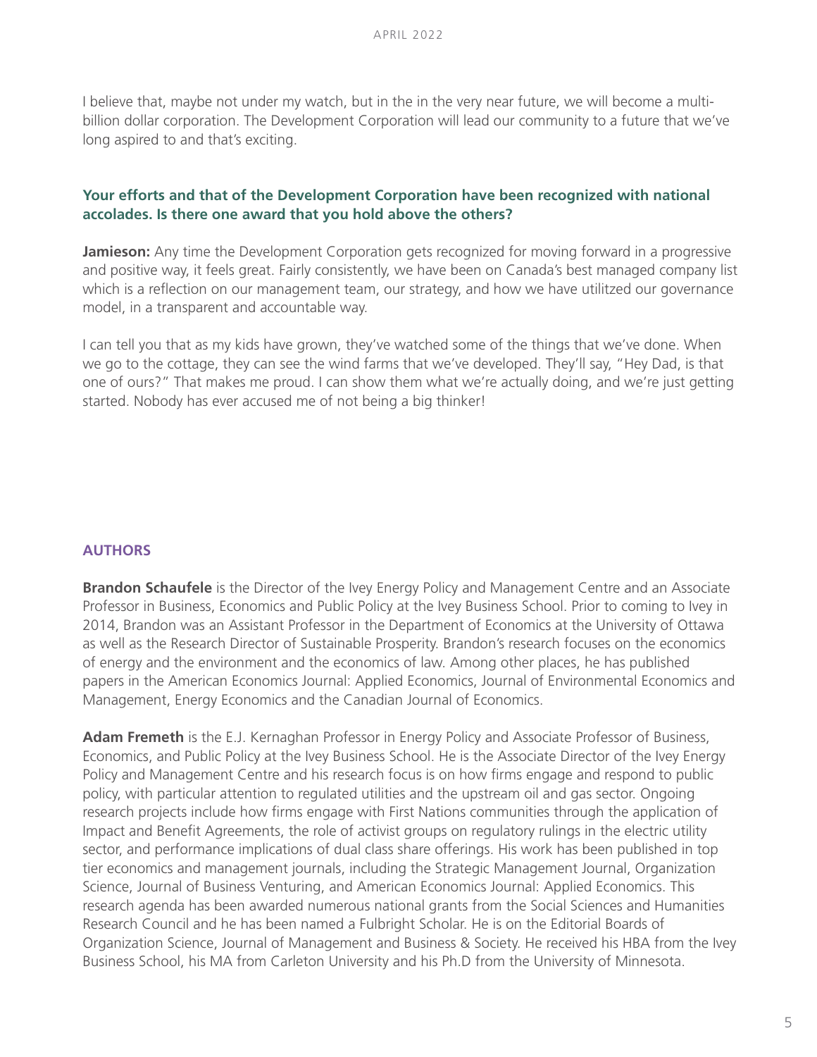I believe that, maybe not under my watch, but in the in the very near future, we will become a multi-billion dollar corporation. The Development Corporation will lead our community to a future that we've long aspired to and that's exciting.

**Your efforts and that of the Development Corporation have been recognized with national accolades. Is there one award that you hold above the others?**

**Jamieson:** Any time the Development Corporation gets recognized for moving forward in a progressive and positive way, it feels great. Fairly consistently, we have been on Canada's best managed company list which is a reflection on our management team, our strategy, and how we have utilitzed our governance model, in a transparent and accountable way.

I can tell you that as my kids have grown, they've watched some of the things that we've done. When we go to the cottage, they can see the wind farms that we've developed. They'll say, "Hey Dad, is that one of ours?" That makes me proud. I can show them what we're actually doing, and we're just getting started. Nobody has ever accused me of not being a big thinker!

## AUTHORS

**Brandon Schaufele** is the Director of the Ivey Energy Policy and Management Centre and an Associate Professor in Business, Economics and Public Policy at the Ivey Business School. Prior to coming to Ivey in 2014, Brandon was an Assistant Professor in the Department of Economics at the University of Ottawa as well as the Research Director of Sustainable Prosperity. Brandon's research focuses on the economics of energy and the environment and the economics of law. Among other places, he has published papers in the American Economics Journal: Applied Economics, Journal of Environmental Economics and Management, Energy Economics and the Canadian Journal of Economics.

**Adam Fremeth** is the E.J. Kernaghan Professor in Energy Policy and Associate Professor of Business, Economics, and Public Policy at the Ivey Business School. He is the Associate Director of the Ivey Energy Policy and Management Centre and his research focus is on how firms engage and respond to public policy, with particular attention to regulated utilities and the upstream oil and gas sector. Ongoing research projects include how firms engage with First Nations communities through the application of Impact and Benefit Agreements, the role of activist groups on regulatory rulings in the electric utility sector, and performance implications of dual class share offerings. His work has been published in top tier economics and management journals, including the Strategic Management Journal, Organization Science, Journal of Business Venturing, and American Economics Journal: Applied Economics. This research agenda has been awarded numerous national grants from the Social Sciences and Humanities Research Council and he has been named a Fulbright Scholar. He is on the Editorial Boards of Organization Science, Journal of Management and Business & Society. He received his HBA from the Ivey Business School, his MA from Carleton University and his Ph.D from the University of Minnesota.